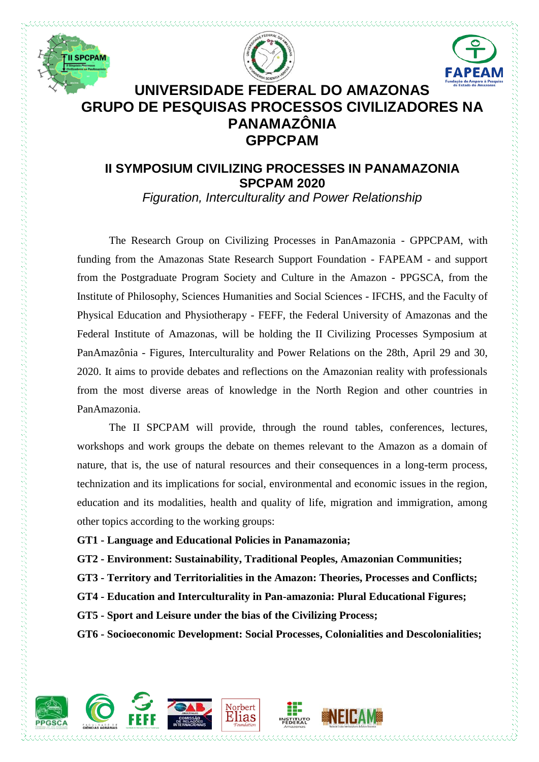# UNIVERSIDADE FEDERAL DO AMAZONAS
# GRUPO DE PESQUISAS PROCESSOS CIVILIZADORES NA PANAMAZÔNIA
# GPPCPAM

## II SYMPOSIUM CIVILIZING PROCESSES IN PANAMAZONIA
## SPCPAM 2020

*Figuration, Interculturality and Power Relationship*

The Research Group on Civilizing Processes in PanAmazonia - GPPCPAM, with funding from the Amazonas State Research Support Foundation - FAPEAM - and support from the Postgraduate Program Society and Culture in the Amazon - PPGSCA, from the Institute of Philosophy, Sciences Humanities and Social Sciences - IFCHS, and the Faculty of Physical Education and Physiotherapy - FEFF, the Federal University of Amazonas and the Federal Institute of Amazonas, will be holding the II Civilizing Processes Symposium at PanAmazônia - Figures, Interculturality and Power Relations on the 28th, April 29 and 30, 2020. It aims to provide debates and reflections on the Amazonian reality with professionals from the most diverse areas of knowledge in the North Region and other countries in PanAmazonia.

The II SPCPAM will provide, through the round tables, conferences, lectures, workshops and work groups the debate on themes relevant to the Amazon as a domain of nature, that is, the use of natural resources and their consequences in a long-term process, technization and its implications for social, environmental and economic issues in the region, education and its modalities, health and quality of life, migration and immigration, among other topics according to the working groups:

**GT1 - Language and Educational Policies in Panamazonia;**

**GT2 - Environment: Sustainability, Traditional Peoples, Amazonian Communities;**

**GT3 - Territory and Territorialities in the Amazon: Theories, Processes and Conflicts;**

**GT4 - Education and Interculturality in Pan-amazonia: Plural Educational Figures;**

**GT5 - Sport and Leisure under the bias of the Civilizing Process;**

**GT6 - Socioeconomic Development: Social Processes, Colonialities and Descolonialities;**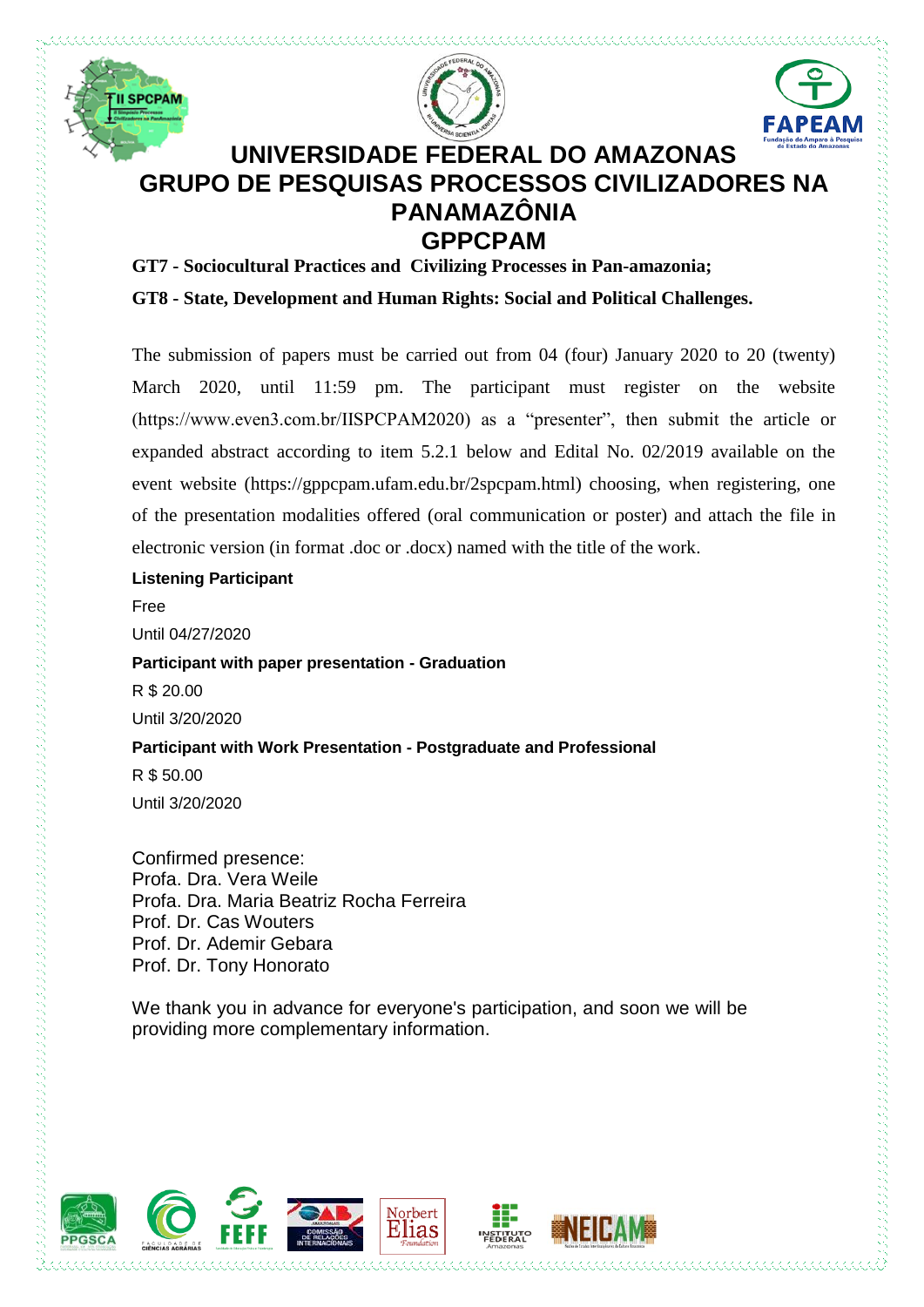# UNIVERSIDADE FEDERAL DO AMAZONAS
# GRUPO DE PESQUISAS PROCESSOS CIVILIZADORES NA PANAMAZÔNIA
# GPPCPAM

**GT7 - Sociocultural Practices and Civilizing Processes in Pan-amazonia;**

**GT8 - State, Development and Human Rights: Social and Political Challenges.**

The submission of papers must be carried out from 04 (four) January 2020 to 20 (twenty) March 2020, until 11:59 pm. The participant must register on the website (https://www.even3.com.br/IISPCPAM2020) as a "presenter", then submit the article or expanded abstract according to item 5.2.1 below and Edital No. 02/2019 available on the event website (https://gppcpam.ufam.edu.br/2spcpam.html) choosing, when registering, one of the presentation modalities offered (oral communication or poster) and attach the file in electronic version (in format .doc or .docx) named with the title of the work.

**Listening Participant**

Free

Until 04/27/2020

**Participant with paper presentation - Graduation**

R $ 20.00

Until 3/20/2020

**Participant with Work Presentation - Postgraduate and Professional**

R $ 50.00

Until 3/20/2020

Confirmed presence:
Profa. Dra. Vera Weile
Profa. Dra. Maria Beatriz Rocha Ferreira
Prof. Dr. Cas Wouters
Prof. Dr. Ademir Gebara
Prof. Dr. Tony Honorato

We thank you in advance for everyone's participation, and soon we will be providing more complementary information.